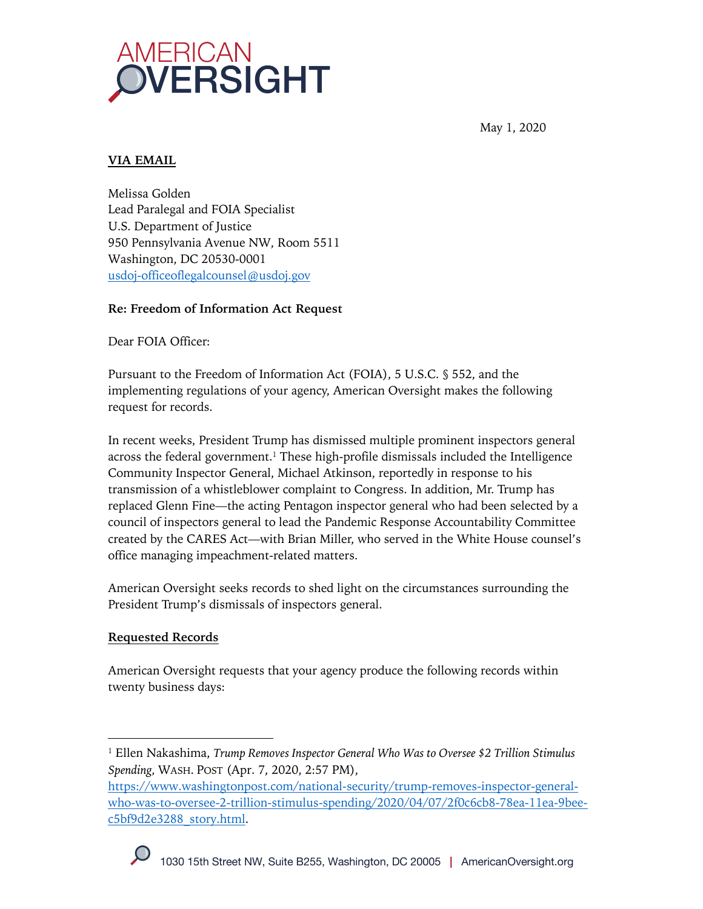AMERICAN OVERSIGHT

May 1, 2020

**VIA EMAIL**

Melissa Golden
Lead Paralegal and FOIA Specialist
U.S. Department of Justice
950 Pennsylvania Avenue NW, Room 5511
Washington, DC 20530-0001
usdoj-officeoflegalcounsel@usdoj.gov

**Re: Freedom of Information Act Request**

Dear FOIA Officer:

Pursuant to the Freedom of Information Act (FOIA), 5 U.S.C. § 552, and the implementing regulations of your agency, American Oversight makes the following request for records.

In recent weeks, President Trump has dismissed multiple prominent inspectors general across the federal government.[1] These high-profile dismissals included the Intelligence Community Inspector General, Michael Atkinson, reportedly in response to his transmission of a whistleblower complaint to Congress. In addition, Mr. Trump has replaced Glenn Fine—the acting Pentagon inspector general who had been selected by a council of inspectors general to lead the Pandemic Response Accountability Committee created by the CARES Act—with Brian Miller, who served in the White House counsel's office managing impeachment-related matters.

American Oversight seeks records to shed light on the circumstances surrounding the President Trump's dismissals of inspectors general.

**Requested Records**

American Oversight requests that your agency produce the following records within twenty business days:

---

[1] Ellen Nakashima, *Trump Removes Inspector General Who Was to Oversee $2 Trillion Stimulus Spending*, WASH. POST (Apr. 7, 2020, 2:57 PM), https://www.washingtonpost.com/national-security/trump-removes-inspector-general-who-was-to-oversee-2-trillion-stimulus-spending/2020/04/07/2f0c6cb8-78ea-11ea-9bee-c5bf9d2e3288_story.html.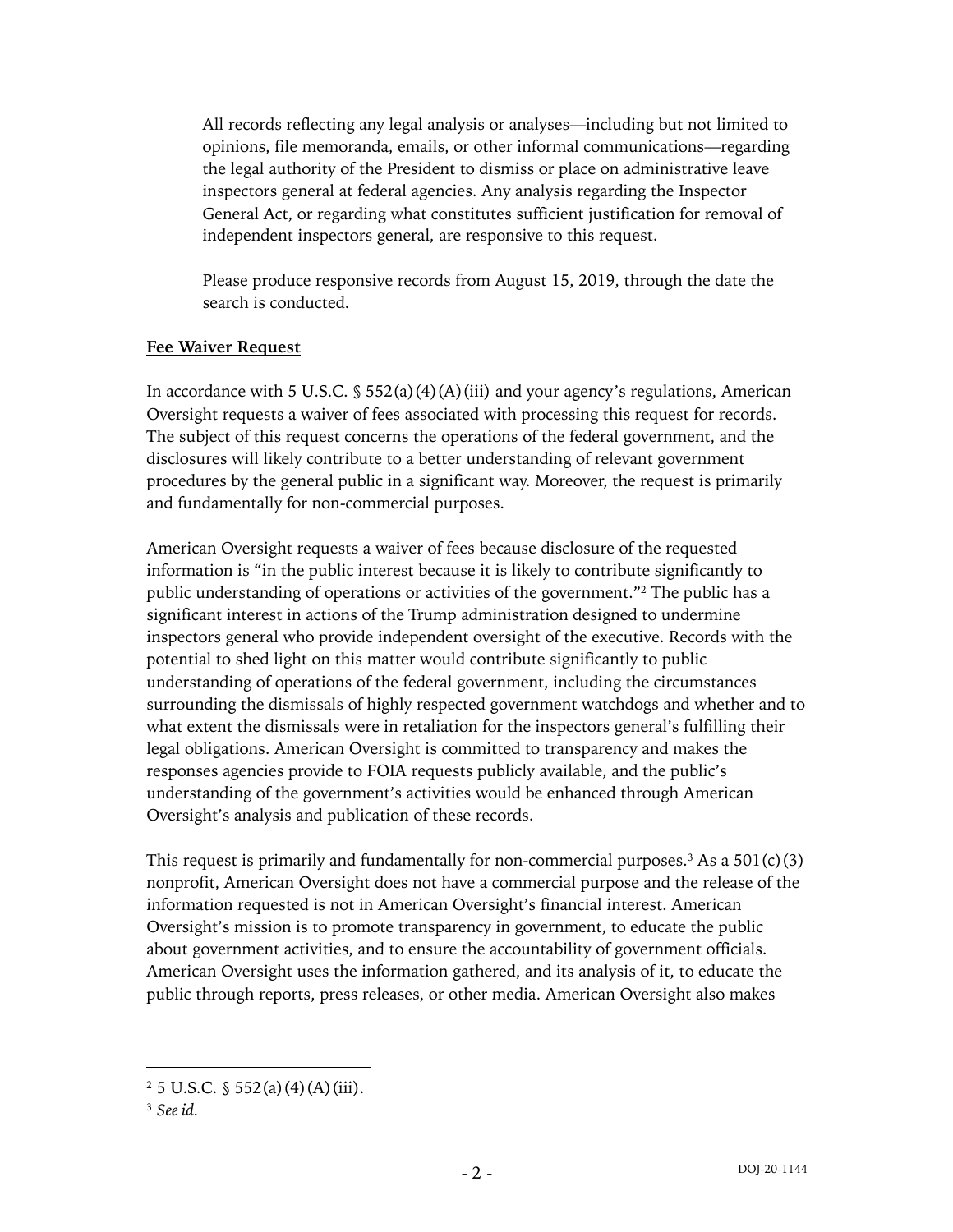> All records reflecting any legal analysis or analyses—including but not limited to opinions, file memoranda, emails, or other informal communications—regarding the legal authority of the President to dismiss or place on administrative leave inspectors general at federal agencies. Any analysis regarding the Inspector General Act, or regarding what constitutes sufficient justification for removal of independent inspectors general, are responsive to this request.
>
> Please produce responsive records from August 15, 2019, through the date the search is conducted.

**Fee Waiver Request**

In accordance with 5 U.S.C. § 552(a)(4)(A)(iii) and your agency's regulations, American Oversight requests a waiver of fees associated with processing this request for records. The subject of this request concerns the operations of the federal government, and the disclosures will likely contribute to a better understanding of relevant government procedures by the general public in a significant way. Moreover, the request is primarily and fundamentally for non-commercial purposes.

American Oversight requests a waiver of fees because disclosure of the requested information is "in the public interest because it is likely to contribute significantly to public understanding of operations or activities of the government."[2] The public has a significant interest in actions of the Trump administration designed to undermine inspectors general who provide independent oversight of the executive. Records with the potential to shed light on this matter would contribute significantly to public understanding of operations of the federal government, including the circumstances surrounding the dismissals of highly respected government watchdogs and whether and to what extent the dismissals were in retaliation for the inspectors general's fulfilling their legal obligations. American Oversight is committed to transparency and makes the responses agencies provide to FOIA requests publicly available, and the public's understanding of the government's activities would be enhanced through American Oversight's analysis and publication of these records.

This request is primarily and fundamentally for non-commercial purposes.[3] As a 501(c)(3) nonprofit, American Oversight does not have a commercial purpose and the release of the information requested is not in American Oversight's financial interest. American Oversight's mission is to promote transparency in government, to educate the public about government activities, and to ensure the accountability of government officials. American Oversight uses the information gathered, and its analysis of it, to educate the public through reports, press releases, or other media. American Oversight also makes

---

[2] 5 U.S.C. § 552(a)(4)(A)(iii).

[3] *See id.*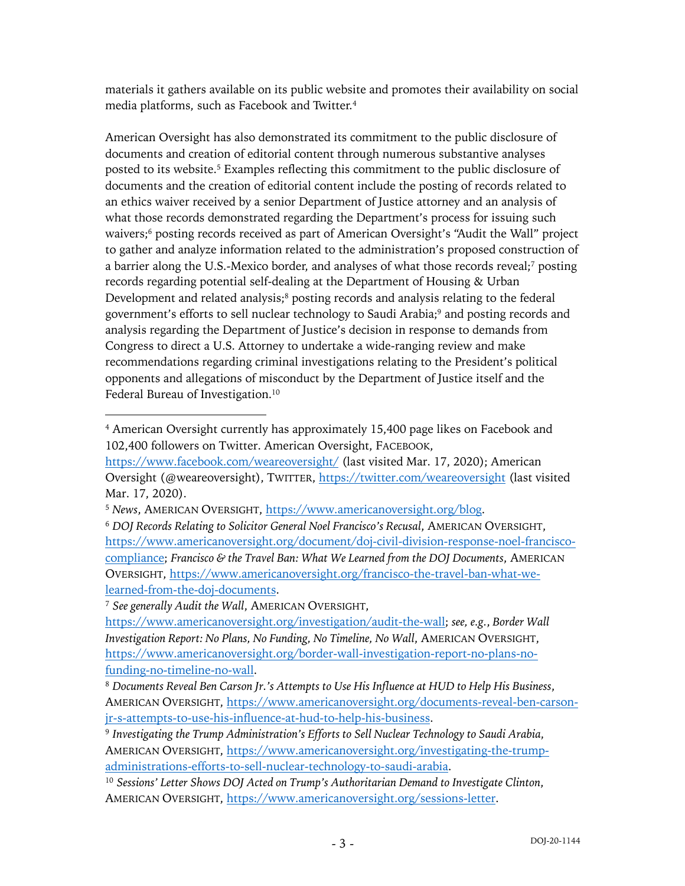materials it gathers available on its public website and promotes their availability on social media platforms, such as Facebook and Twitter.[4]

American Oversight has also demonstrated its commitment to the public disclosure of documents and creation of editorial content through numerous substantive analyses posted to its website.[5] Examples reflecting this commitment to the public disclosure of documents and the creation of editorial content include the posting of records related to an ethics waiver received by a senior Department of Justice attorney and an analysis of what those records demonstrated regarding the Department's process for issuing such waivers;[6] posting records received as part of American Oversight's "Audit the Wall" project to gather and analyze information related to the administration's proposed construction of a barrier along the U.S.-Mexico border, and analyses of what those records reveal;[7] posting records regarding potential self-dealing at the Department of Housing & Urban Development and related analysis;[8] posting records and analysis relating to the federal government's efforts to sell nuclear technology to Saudi Arabia;[9] and posting records and analysis regarding the Department of Justice's decision in response to demands from Congress to direct a U.S. Attorney to undertake a wide-ranging review and make recommendations regarding criminal investigations relating to the President's political opponents and allegations of misconduct by the Department of Justice itself and the Federal Bureau of Investigation.[10]

---

[4] American Oversight currently has approximately 15,400 page likes on Facebook and 102,400 followers on Twitter. American Oversight, FACEBOOK, https://www.facebook.com/weareoversight/ (last visited Mar. 17, 2020); American Oversight (@weareoversight), TWITTER, https://twitter.com/weareoversight (last visited Mar. 17, 2020).

[5] *News*, AMERICAN OVERSIGHT, https://www.americanoversight.org/blog.

[6] *DOJ Records Relating to Solicitor General Noel Francisco's Recusal*, AMERICAN OVERSIGHT, https://www.americanoversight.org/document/doj-civil-division-response-noel-francisco-compliance; *Francisco & the Travel Ban: What We Learned from the DOJ Documents*, AMERICAN OVERSIGHT, https://www.americanoversight.org/francisco-the-travel-ban-what-we-learned-from-the-doj-documents.

[7] *See generally Audit the Wall*, AMERICAN OVERSIGHT, https://www.americanoversight.org/investigation/audit-the-wall; *see, e.g.*, *Border Wall Investigation Report: No Plans, No Funding, No Timeline, No Wall*, AMERICAN OVERSIGHT, https://www.americanoversight.org/border-wall-investigation-report-no-plans-no-funding-no-timeline-no-wall.

[8] *Documents Reveal Ben Carson Jr.'s Attempts to Use His Influence at HUD to Help His Business*, AMERICAN OVERSIGHT, https://www.americanoversight.org/documents-reveal-ben-carson-jr-s-attempts-to-use-his-influence-at-hud-to-help-his-business.

[9] *Investigating the Trump Administration's Efforts to Sell Nuclear Technology to Saudi Arabia*, AMERICAN OVERSIGHT, https://www.americanoversight.org/investigating-the-trump-administrations-efforts-to-sell-nuclear-technology-to-saudi-arabia.

[10] *Sessions' Letter Shows DOJ Acted on Trump's Authoritarian Demand to Investigate Clinton*, AMERICAN OVERSIGHT, https://www.americanoversight.org/sessions-letter.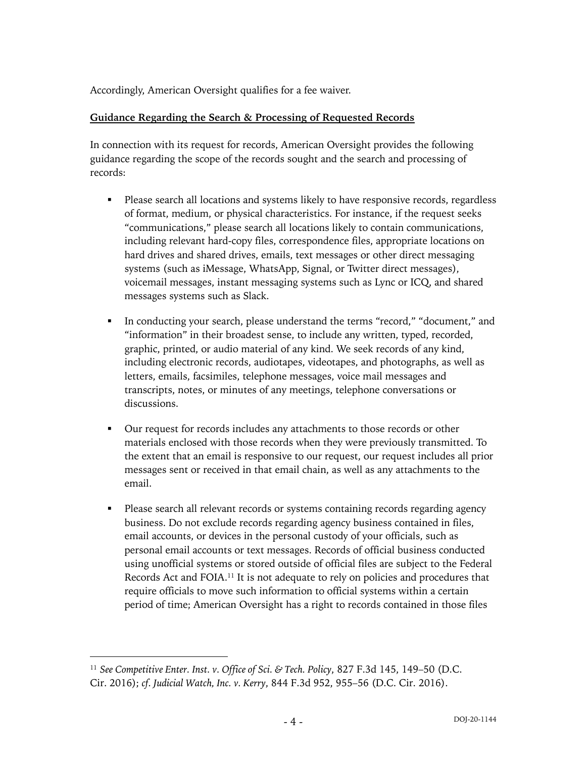Accordingly, American Oversight qualifies for a fee waiver.

**Guidance Regarding the Search & Processing of Requested Records**

In connection with its request for records, American Oversight provides the following guidance regarding the scope of the records sought and the search and processing of records:

- Please search all locations and systems likely to have responsive records, regardless of format, medium, or physical characteristics. For instance, if the request seeks "communications," please search all locations likely to contain communications, including relevant hard-copy files, correspondence files, appropriate locations on hard drives and shared drives, emails, text messages or other direct messaging systems (such as iMessage, WhatsApp, Signal, or Twitter direct messages), voicemail messages, instant messaging systems such as Lync or ICQ, and shared messages systems such as Slack.

- In conducting your search, please understand the terms "record," "document," and "information" in their broadest sense, to include any written, typed, recorded, graphic, printed, or audio material of any kind. We seek records of any kind, including electronic records, audiotapes, videotapes, and photographs, as well as letters, emails, facsimiles, telephone messages, voice mail messages and transcripts, notes, or minutes of any meetings, telephone conversations or discussions.

- Our request for records includes any attachments to those records or other materials enclosed with those records when they were previously transmitted. To the extent that an email is responsive to our request, our request includes all prior messages sent or received in that email chain, as well as any attachments to the email.

- Please search all relevant records or systems containing records regarding agency business. Do not exclude records regarding agency business contained in files, email accounts, or devices in the personal custody of your officials, such as personal email accounts or text messages. Records of official business conducted using unofficial systems or stored outside of official files are subject to the Federal Records Act and FOIA.[11] It is not adequate to rely on policies and procedures that require officials to move such information to official systems within a certain period of time; American Oversight has a right to records contained in those files

---

[11] *See Competitive Enter. Inst. v. Office of Sci. & Tech. Policy*, 827 F.3d 145, 149–50 (D.C. Cir. 2016); *cf. Judicial Watch, Inc. v. Kerry*, 844 F.3d 952, 955–56 (D.C. Cir. 2016).

DOJ-20-1144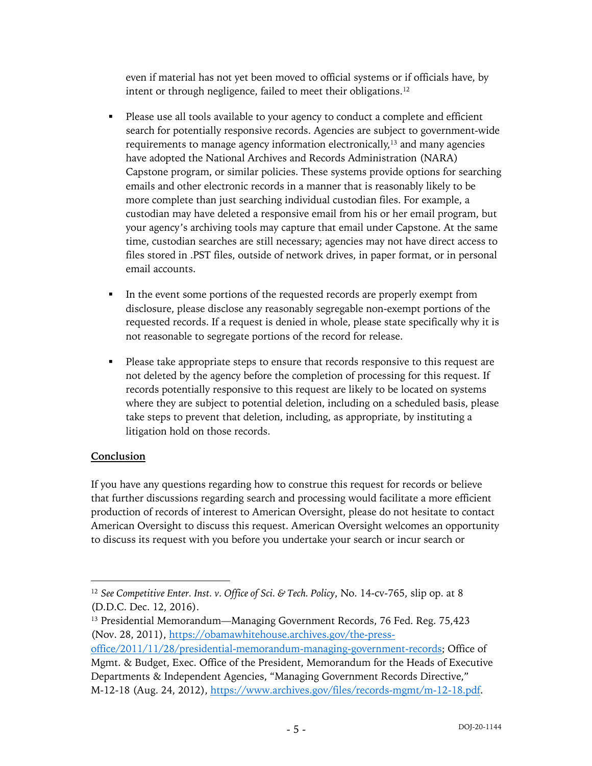even if material has not yet been moved to official systems or if officials have, by intent or through negligence, failed to meet their obligations.[12]

- Please use all tools available to your agency to conduct a complete and efficient search for potentially responsive records. Agencies are subject to government-wide requirements to manage agency information electronically,[13] and many agencies have adopted the National Archives and Records Administration (NARA) Capstone program, or similar policies. These systems provide options for searching emails and other electronic records in a manner that is reasonably likely to be more complete than just searching individual custodian files. For example, a custodian may have deleted a responsive email from his or her email program, but your agency's archiving tools may capture that email under Capstone. At the same time, custodian searches are still necessary; agencies may not have direct access to files stored in .PST files, outside of network drives, in paper format, or in personal email accounts.

- In the event some portions of the requested records are properly exempt from disclosure, please disclose any reasonably segregable non-exempt portions of the requested records. If a request is denied in whole, please state specifically why it is not reasonable to segregate portions of the record for release.

- Please take appropriate steps to ensure that records responsive to this request are not deleted by the agency before the completion of processing for this request. If records potentially responsive to this request are likely to be located on systems where they are subject to potential deletion, including on a scheduled basis, please take steps to prevent that deletion, including, as appropriate, by instituting a litigation hold on those records.

**Conclusion**

If you have any questions regarding how to construe this request for records or believe that further discussions regarding search and processing would facilitate a more efficient production of records of interest to American Oversight, please do not hesitate to contact American Oversight to discuss this request. American Oversight welcomes an opportunity to discuss its request with you before you undertake your search or incur search or

---

[12] *See Competitive Enter. Inst. v. Office of Sci. & Tech. Policy*, No. 14-cv-765, slip op. at 8 (D.D.C. Dec. 12, 2016).

[13] Presidential Memorandum—Managing Government Records, 76 Fed. Reg. 75,423 (Nov. 28, 2011), https://obamawhitehouse.archives.gov/the-press-office/2011/11/28/presidential-memorandum-managing-government-records; Office of Mgmt. & Budget, Exec. Office of the President, Memorandum for the Heads of Executive Departments & Independent Agencies, "Managing Government Records Directive," M-12-18 (Aug. 24, 2012), https://www.archives.gov/files/records-mgmt/m-12-18.pdf.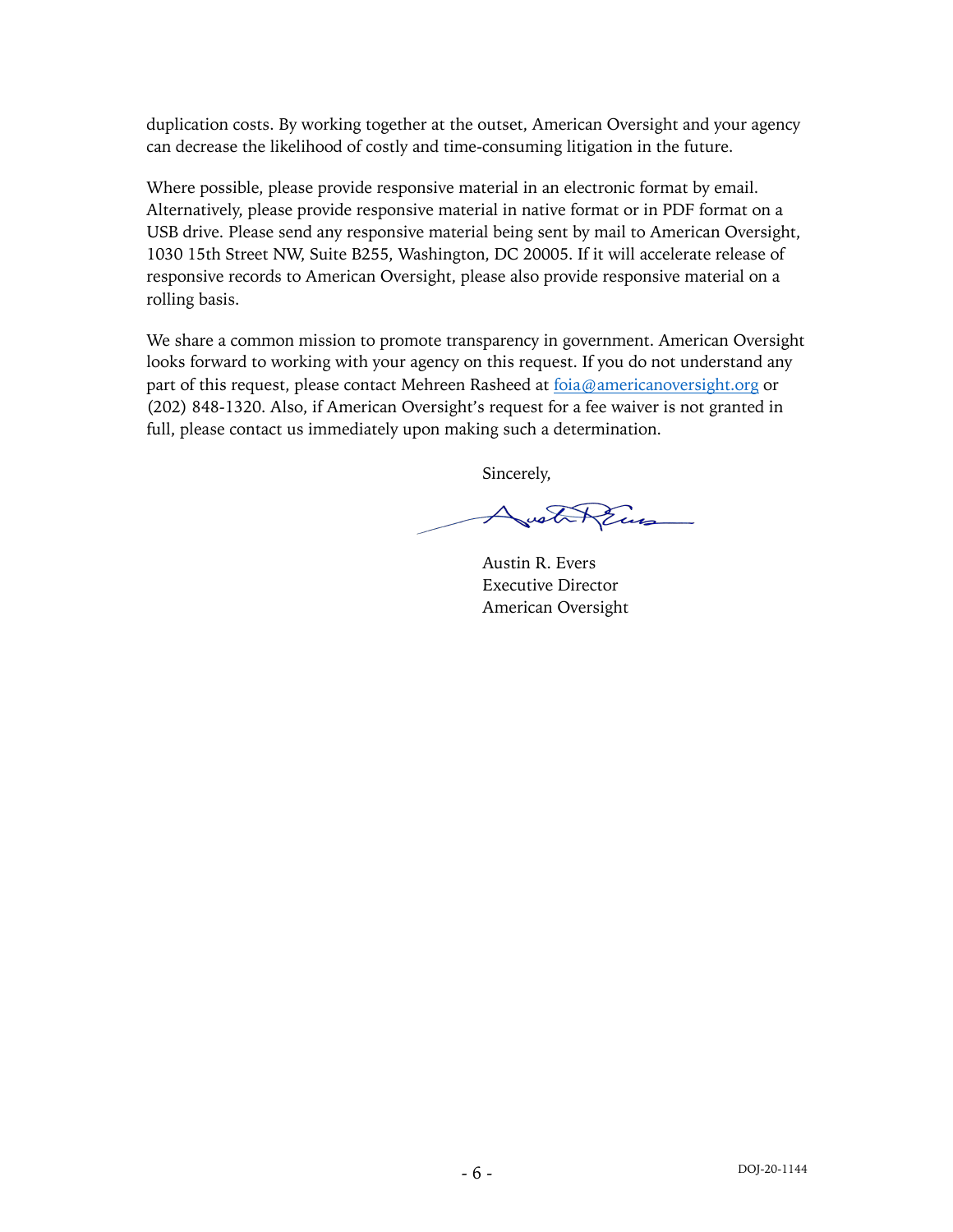duplication costs. By working together at the outset, American Oversight and your agency can decrease the likelihood of costly and time-consuming litigation in the future.

Where possible, please provide responsive material in an electronic format by email. Alternatively, please provide responsive material in native format or in PDF format on a USB drive. Please send any responsive material being sent by mail to American Oversight, 1030 15th Street NW, Suite B255, Washington, DC 20005. If it will accelerate release of responsive records to American Oversight, please also provide responsive material on a rolling basis.

We share a common mission to promote transparency in government. American Oversight looks forward to working with your agency on this request. If you do not understand any part of this request, please contact Mehreen Rasheed at foia@americanoversight.org or (202) 848-1320. Also, if American Oversight's request for a fee waiver is not granted in full, please contact us immediately upon making such a determination.

Sincerely,

Austin R. Evers
Executive Director
American Oversight

DOJ-20-1144